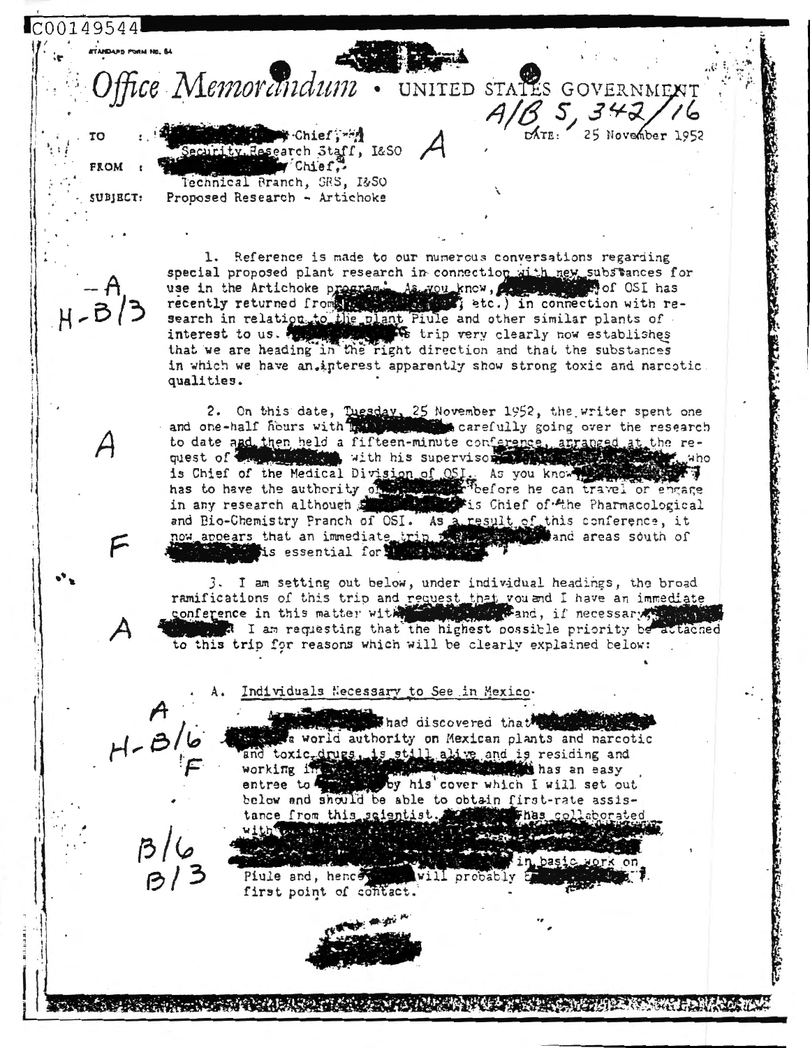C00149544

STANDARD FORM NO. 64

# Office Memorandum • UNITED STATES GOVERNMENT

A/B 5, 342/16

TO : Chief, Security Research Staff, I&SO

FROM : Chief, Technical Branch, SRS, I&SO

DATE: 25 November 1952

SUBJECT: Proposed Research - Artichoke

A

-A
H-B/3

1. Reference is made to our numerous conversations regarding special proposed plant research in connection with new substances for use in the Artichoke program. As you know, of OSI has recently returned from etc.) in connection with research in relation to the plant Piule and other similar plants of interest to us. trip very clearly now establishes that we are heading in the right direction and that the substances in which we have an interest apparently show strong toxic and narcotic qualities.

A

F

2. On this date, Tuesday, 25 November 1952, the writer spent one and one-half hours with carefully going over the research to date and then held a fifteen-minute conference, arranged at the request of with his supervisor who is Chief of the Medical Division of OSI. As you know has to have the authority of before he can travel or engage in any research although is Chief of the Pharmacological and Bio-Chemistry Branch of OSI. As a result of this conference, it now appears that an immediate trip and areas south of is essential for

A

3. I am setting out below, under individual headings, the broad ramifications of this trip and request that you and I have an immediate conference in this matter with and, if necessary, I am requesting that the highest possible priority be attached to this trip for reasons which will be clearly explained below:

A
H-B/6
F

A. Individuals Necessary to See in Mexico

had discovered that a world authority on Mexican plants and narcotic and toxic drugs, is still alive and is residing and working in has an easy entree to by his cover which I will set out below and should be able to obtain first-rate assistance from this scientist. has collaborated with in basic work on Piule and, hence will probably first point of contact.

B/6
B/3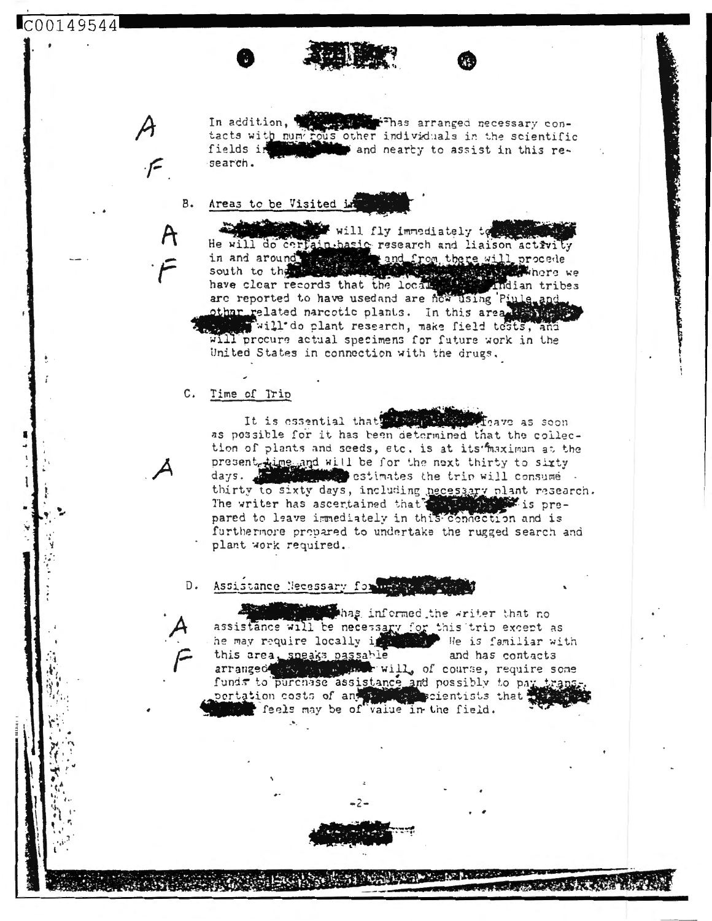In addition, [redacted] has arranged necessary contacts with numerous other individuals in the scientific fields in [redacted] and nearby to assist in this research.

B. Areas to be Visited in [redacted]

[redacted] will fly immediately to [redacted]. He will do certain basic research and liaison activity in and around [redacted] and from there will procede south to the [redacted] where we have clear records that the local [redacted] Indian tribes are reported to have usedand are now using Piule and other related narcotic plants. In this area [redacted] will do plant research, make field tests, and will procure actual specimens for future work in the United States in connection with the drugs.

C. Time of Trip

It is essential that [redacted] leave as soon as possible for it has been determined that the collection of plants and seeds, etc. is at its maximum at the present time and will be for the next thirty to sixty days. [redacted] estimates the trip will consume thirty to sixty days, including necessary plant research. The writer has ascertained that [redacted] is prepared to leave immediately in this connection and is furthermore prepared to undertake the rugged search and plant work required.

D. Assistance Necessary for [redacted]

[redacted] has informed the writer that no assistance will be necessary for this trip except as he may require locally in [redacted]. He is familiar with this area, speaks passable [redacted] and has contacts arranged. [redacted] will, of course, require some funds to purchase assistance and possibly to pay transportation costs of any [redacted] scientists that [redacted] feels may be of value in the field.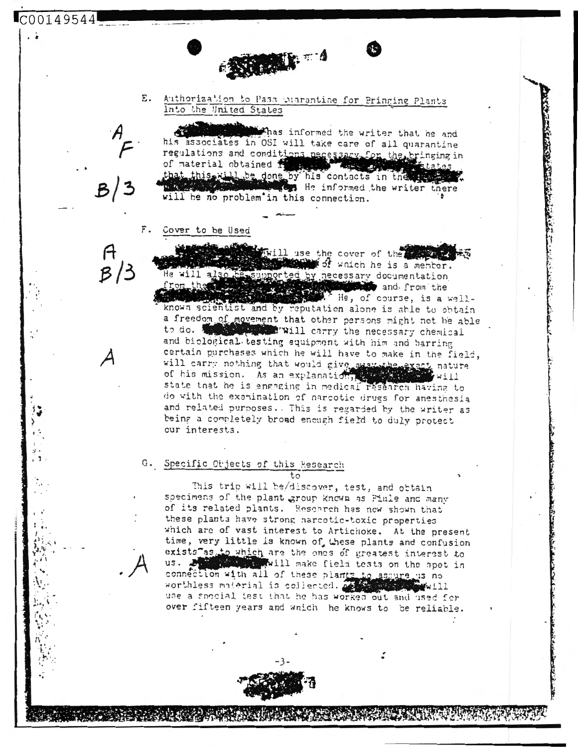E. Authorization to Pass Quarantine for Bringing Plants Into the United States

[REDACTED] has informed the writer that he and his associates in OSI will take care of all quarantine regulations and conditions necessary for the bringing in of material obtained [REDACTED] states that this will be done by his contacts in the [REDACTED]. He informed the writer there will be no problem in this connection.

F. Cover to be Used

[REDACTED] will use the cover of the [REDACTED] of which he is a member. He will also be supported by necessary documentation from the [REDACTED] and from the [REDACTED]. He, of course, is a well-known scientist and by reputation alone is able to obtain a freedom of movement that other persons might not be able to do. [REDACTED] will carry the necessary chemical and biological testing equipment with him and barring certain purchases which he will have to make in the field, will carry nothing that would give away the exact nature of his mission. As an explanation, [REDACTED] will state that he is engaging in medical research having to do with the examination of narcotic drugs for anesthesia and related purposes. This is regarded by the writer as being a completely broad enough field to duly protect our interests.

G. Specific Objects of this Research

This trip will be/to discover, test, and obtain specimens of the plant group known as Piule and many of its related plants. Research has now shown that these plants have strong narcotic-toxic properties which are of vast interest to Artichoke. At the present time, very little is known of these plants and confusion exists as to which are the ones of greatest interest to us. [REDACTED] will make field tests on the spot in connection with all of these plants to assure us no worthless material is collected. [REDACTED] will use a special test that he has worked out and used for over fifteen years and which he knows to be reliable.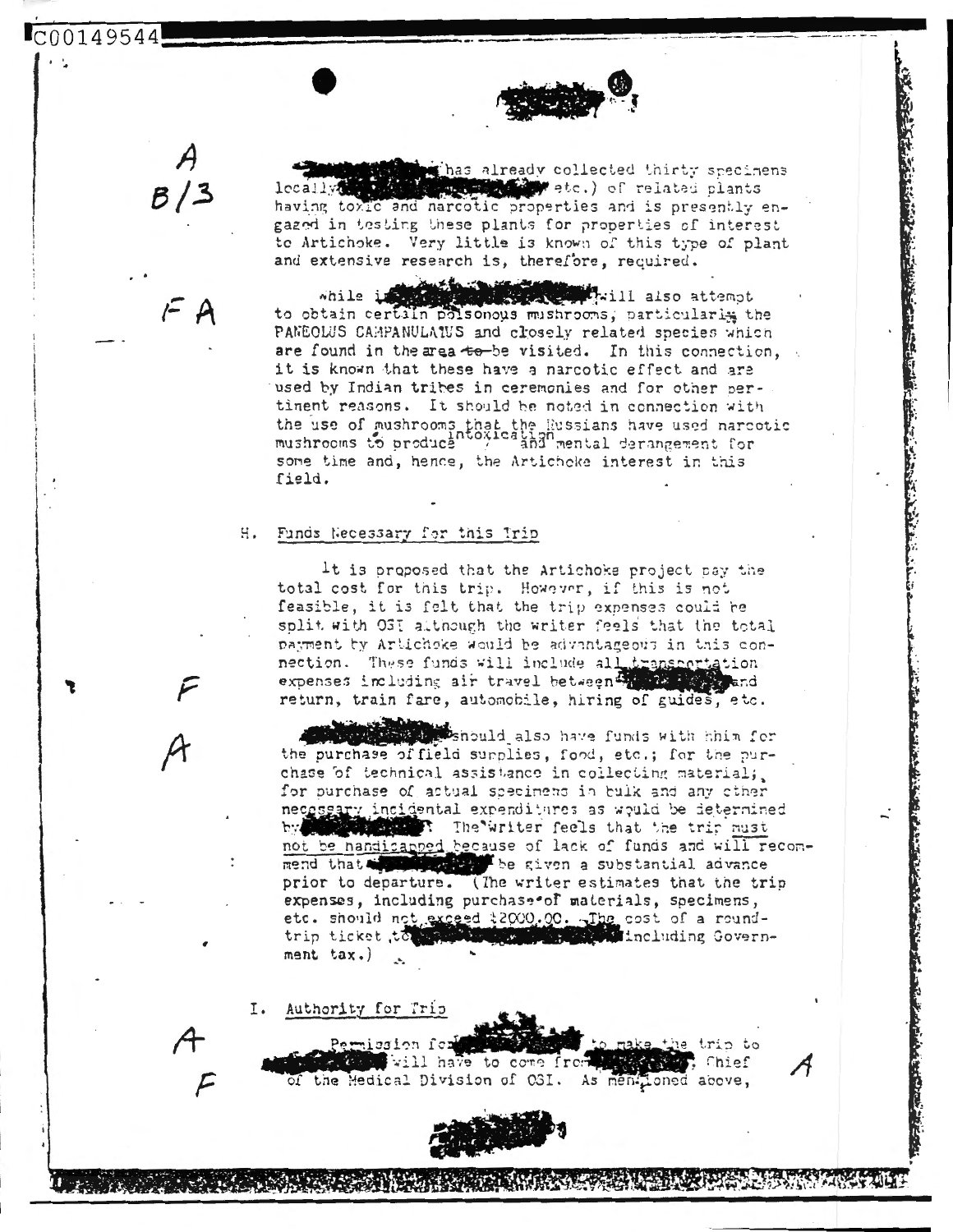has already collected thirty specimens locally etc.) of related plants having toxic and narcotic properties and is presently engaged in testing these plants for properties of interest to Artichoke. Very little is known of this type of plant and extensive research is, therefore, required.

While in will also attempt to obtain certain poisonous mushrooms, particularly the PANEOLUS CAMPANULATUS and closely related species which are found in the area to be visited. In this connection, it is known that these have a narcotic effect and are used by Indian tribes in ceremonies and for other pertinent reasons. It should be noted in connection with the use of mushrooms that the Russians have used narcotic mushrooms to produce intoxication and mental derangement for some time and, hence, the Artichoke interest in this field.

## H. Funds Necessary for this Trip

It is proposed that the Artichoke project pay the total cost for this trip. However, if this is not feasible, it is felt that the trip expenses could be split with OSI although the writer feels that the total payment by Artichoke would be advantageous in this connection. These funds will include all transportation expenses including air travel between and return, train fare, automobile, hiring of guides, etc.

should also have funds with him for the purchase of field supplies, food, etc.; for the purchase of technical assistance in collecting material; for purchase of actual specimens in bulk and any other necessary incidental expenditures as would be determined by . The writer feels that the trip must not be handicapped because of lack of funds and will recommend that be given a substantial advance prior to departure. (The writer estimates that the trip expenses, including purchase of materials, specimens, etc. should not exceed $2000.00. The cost of a round-trip ticket to including Government tax.)

## I. Authority for Trip

Permission for to make the trip to will have to come from , Chief of the Medical Division of OSI. As mentioned above,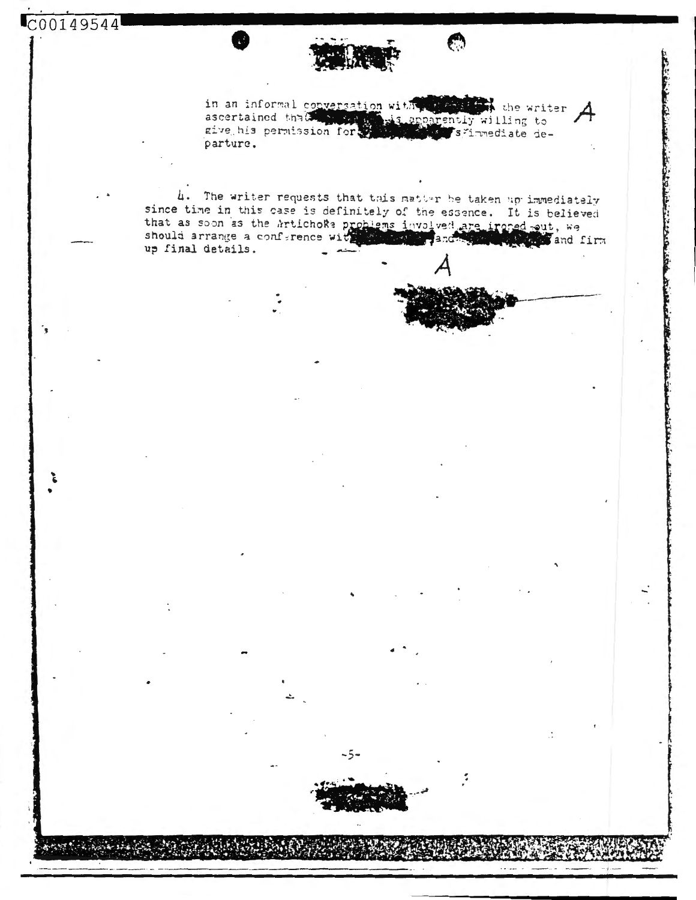in an informal conversation with [redacted] the writer ascertained that [redacted] is apparently willing to give his permission for [redacted]'s immediate departure.

A

4. The writer requests that this matter be taken up immediately since time in this case is definitely of the essence. It is believed that as soon as the Artichoke problems involved are ironed out, we should arrange a conference with [redacted] and [redacted] and firm up final details.

A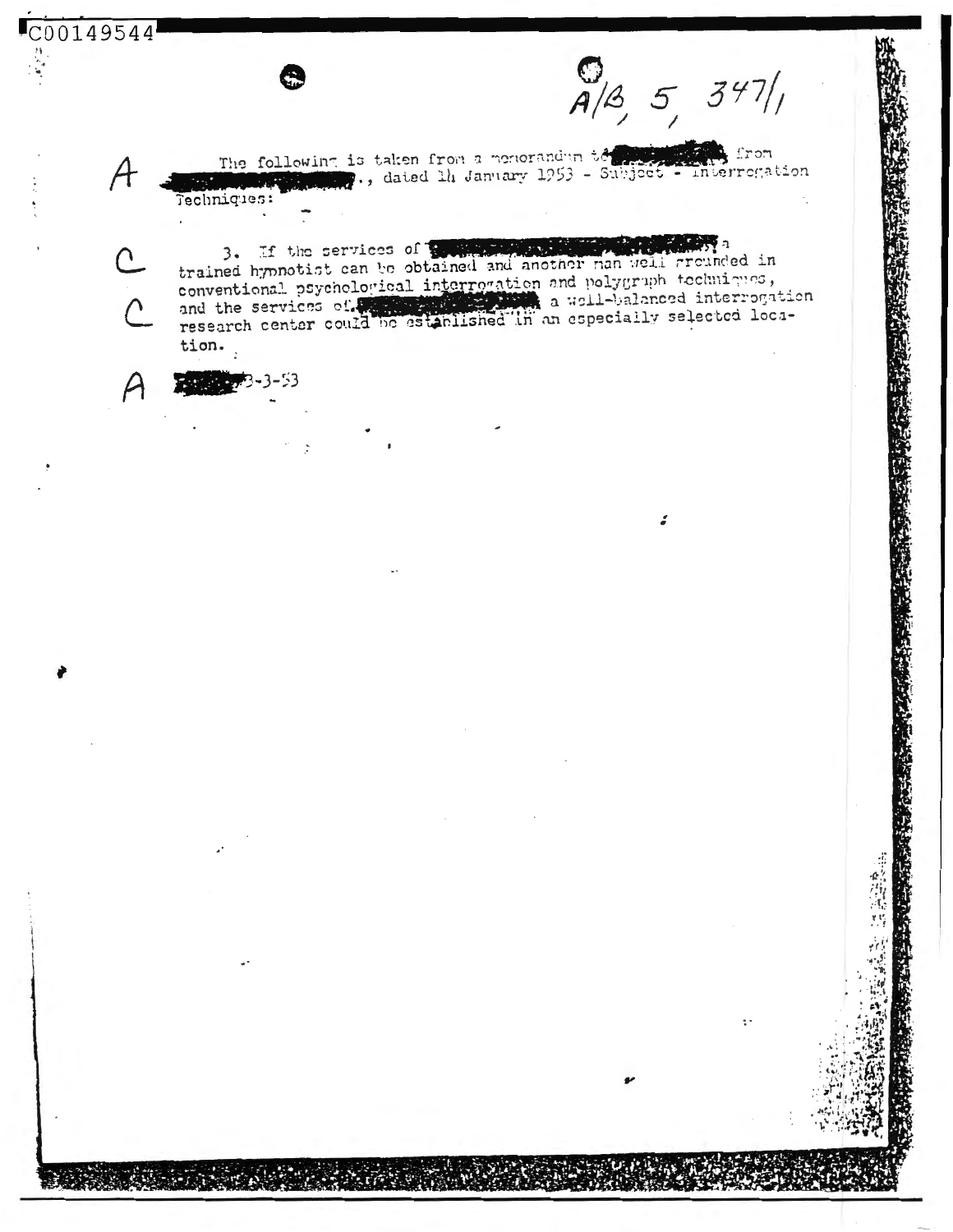C00149544

A/B, 5, 347/1

A The following is taken from a memorandum to [redacted] from [redacted]., dated 14 January 1953 - Subject - Interrogation Techniques:

C 3. If the services of [redacted], a trained hypnotist can be obtained and another man well grounded in conventional psychological interrogation and polygraph techniques,

C and the services of [redacted], a well-balanced interrogation research center could be established in an especially selected location.

A [redacted]3-3-53